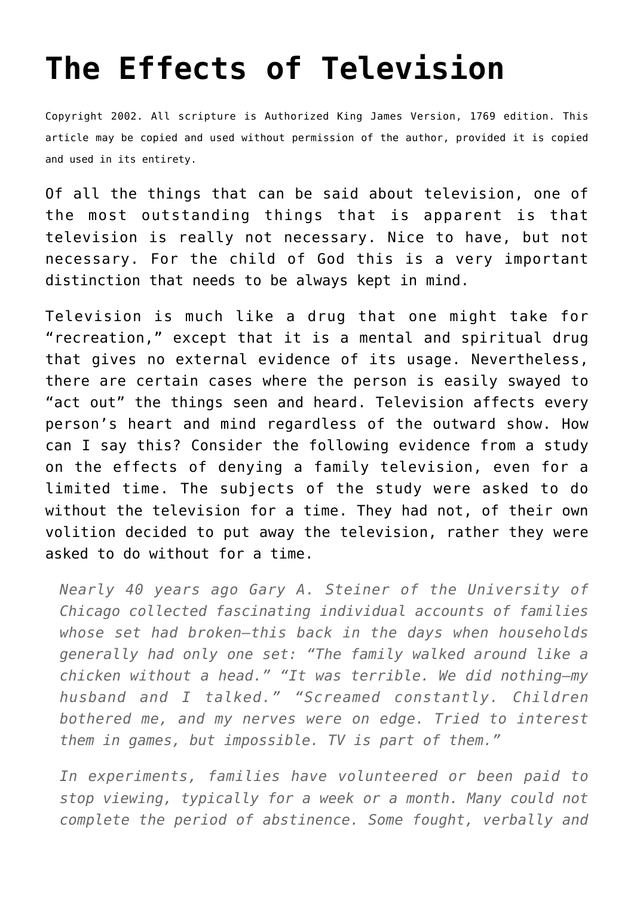# The Effects of Television

Copyright 2002. All scripture is Authorized King James Version, 1769 edition. This article may be copied and used without permission of the author, provided it is copied and used in its entirety.

Of all the things that can be said about television, one of the most outstanding things that is apparent is that television is really not necessary. Nice to have, but not necessary. For the child of God this is a very important distinction that needs to be always kept in mind.

Television is much like a drug that one might take for "recreation," except that it is a mental and spiritual drug that gives no external evidence of its usage. Nevertheless, there are certain cases where the person is easily swayed to "act out" the things seen and heard. Television affects every person's heart and mind regardless of the outward show. How can I say this? Consider the following evidence from a study on the effects of denying a family television, even for a limited time. The subjects of the study were asked to do without the television for a time. They had not, of their own volition decided to put away the television, rather they were asked to do without for a time.

> *Nearly 40 years ago Gary A. Steiner of the University of Chicago collected fascinating individual accounts of families whose set had broken—this back in the days when households generally had only one set: "The family walked around like a chicken without a head." "It was terrible. We did nothing—my husband and I talked." "Screamed constantly. Children bothered me, and my nerves were on edge. Tried to interest them in games, but impossible. TV is part of them."*
>
> *In experiments, families have volunteered or been paid to stop viewing, typically for a week or a month. Many could not complete the period of abstinence. Some fought, verbally and*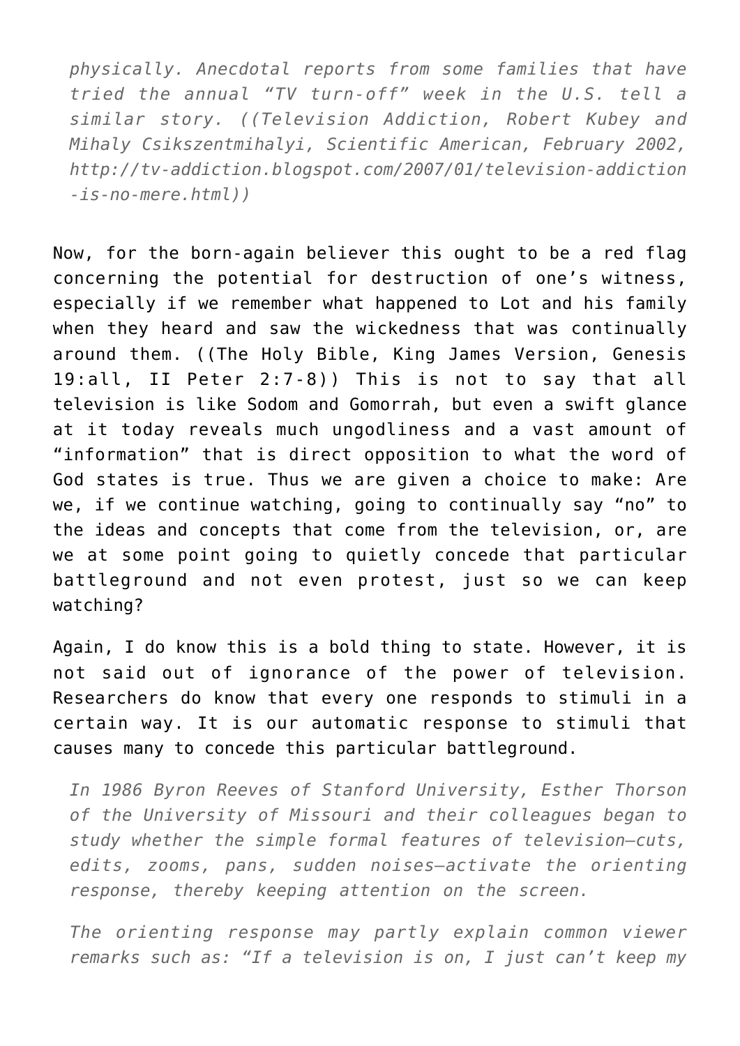> *physically. Anecdotal reports from some families that have tried the annual "TV turn-off" week in the U.S. tell a similar story. ((Television Addiction, Robert Kubey and Mihaly Csikszentmihalyi, Scientific American, February 2002, http://tv-addiction.blogspot.com/2007/01/television-addiction-is-no-mere.html))*

Now, for the born-again believer this ought to be a red flag concerning the potential for destruction of one's witness, especially if we remember what happened to Lot and his family when they heard and saw the wickedness that was continually around them. ((The Holy Bible, King James Version, Genesis 19:all, II Peter 2:7-8)) This is not to say that all television is like Sodom and Gomorrah, but even a swift glance at it today reveals much ungodliness and a vast amount of "information" that is direct opposition to what the word of God states is true. Thus we are given a choice to make: Are we, if we continue watching, going to continually say "no" to the ideas and concepts that come from the television, or, are we at some point going to quietly concede that particular battleground and not even protest, just so we can keep watching?

Again, I do know this is a bold thing to state. However, it is not said out of ignorance of the power of television. Researchers do know that every one responds to stimuli in a certain way. It is our automatic response to stimuli that causes many to concede this particular battleground.

> *In 1986 Byron Reeves of Stanford University, Esther Thorson of the University of Missouri and their colleagues began to study whether the simple formal features of television—cuts, edits, zooms, pans, sudden noises—activate the orienting response, thereby keeping attention on the screen.*
>
> *The orienting response may partly explain common viewer remarks such as: "If a television is on, I just can't keep my*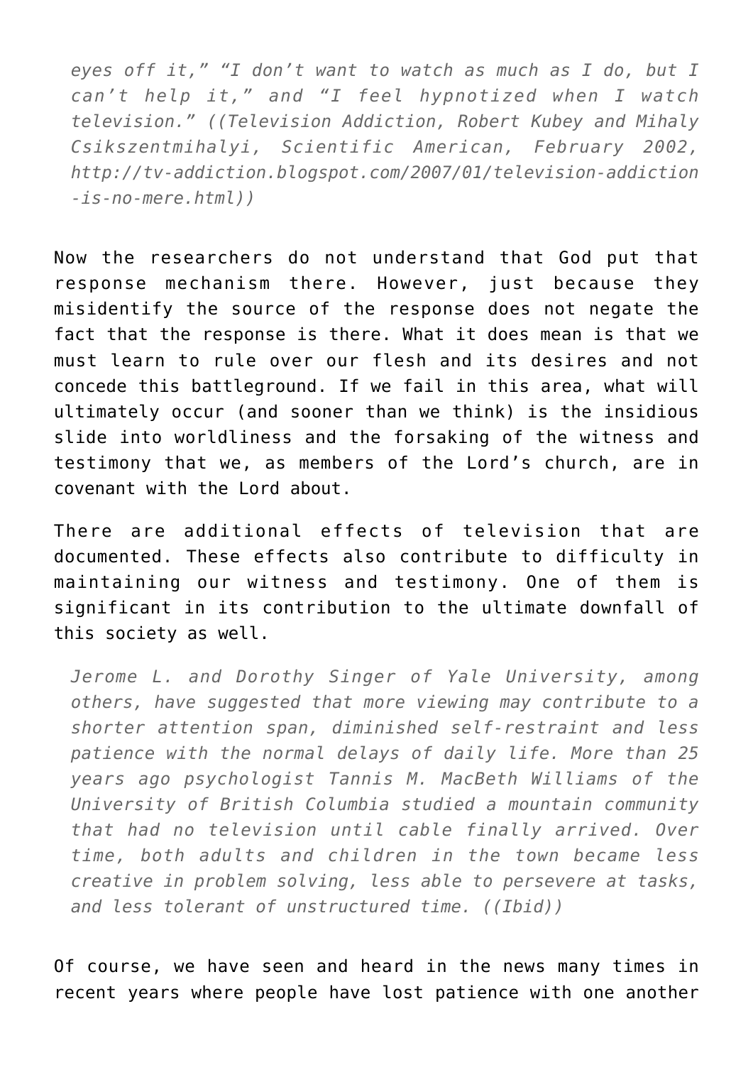> *eyes off it," "I don't want to watch as much as I do, but I can't help it," and "I feel hypnotized when I watch television." ((Television Addiction, Robert Kubey and Mihaly Csikszentmihalyi, Scientific American, February 2002, http://tv-addiction.blogspot.com/2007/01/television-addiction-is-no-mere.html))*

Now the researchers do not understand that God put that response mechanism there. However, just because they misidentify the source of the response does not negate the fact that the response is there. What it does mean is that we must learn to rule over our flesh and its desires and not concede this battleground. If we fail in this area, what will ultimately occur (and sooner than we think) is the insidious slide into worldliness and the forsaking of the witness and testimony that we, as members of the Lord's church, are in covenant with the Lord about.

There are additional effects of television that are documented. These effects also contribute to difficulty in maintaining our witness and testimony. One of them is significant in its contribution to the ultimate downfall of this society as well.

> *Jerome L. and Dorothy Singer of Yale University, among others, have suggested that more viewing may contribute to a shorter attention span, diminished self-restraint and less patience with the normal delays of daily life. More than 25 years ago psychologist Tannis M. MacBeth Williams of the University of British Columbia studied a mountain community that had no television until cable finally arrived. Over time, both adults and children in the town became less creative in problem solving, less able to persevere at tasks, and less tolerant of unstructured time. ((Ibid))*

Of course, we have seen and heard in the news many times in recent years where people have lost patience with one another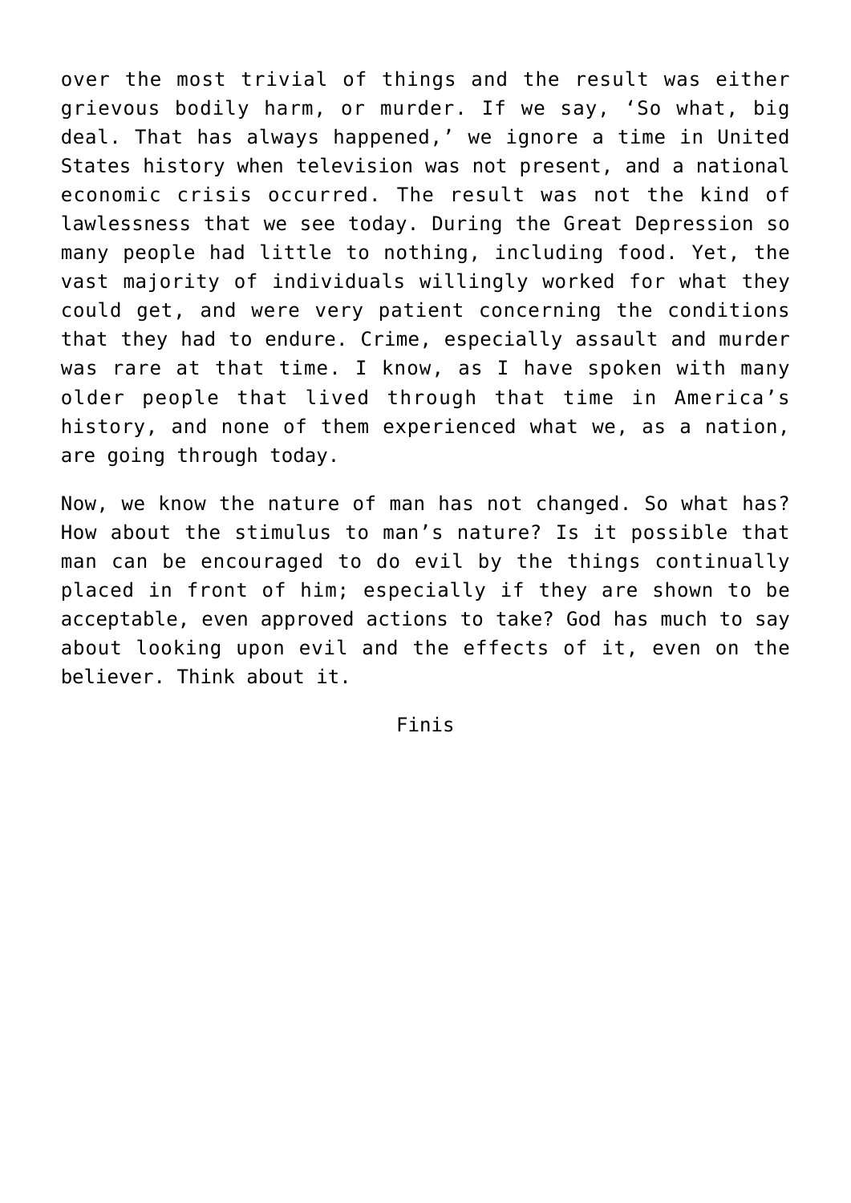over the most trivial of things and the result was either grievous bodily harm, or murder. If we say, 'So what, big deal. That has always happened,' we ignore a time in United States history when television was not present, and a national economic crisis occurred. The result was not the kind of lawlessness that we see today. During the Great Depression so many people had little to nothing, including food. Yet, the vast majority of individuals willingly worked for what they could get, and were very patient concerning the conditions that they had to endure. Crime, especially assault and murder was rare at that time. I know, as I have spoken with many older people that lived through that time in America's history, and none of them experienced what we, as a nation, are going through today.

Now, we know the nature of man has not changed. So what has? How about the stimulus to man's nature? Is it possible that man can be encouraged to do evil by the things continually placed in front of him; especially if they are shown to be acceptable, even approved actions to take? God has much to say about looking upon evil and the effects of it, even on the believer. Think about it.

Finis